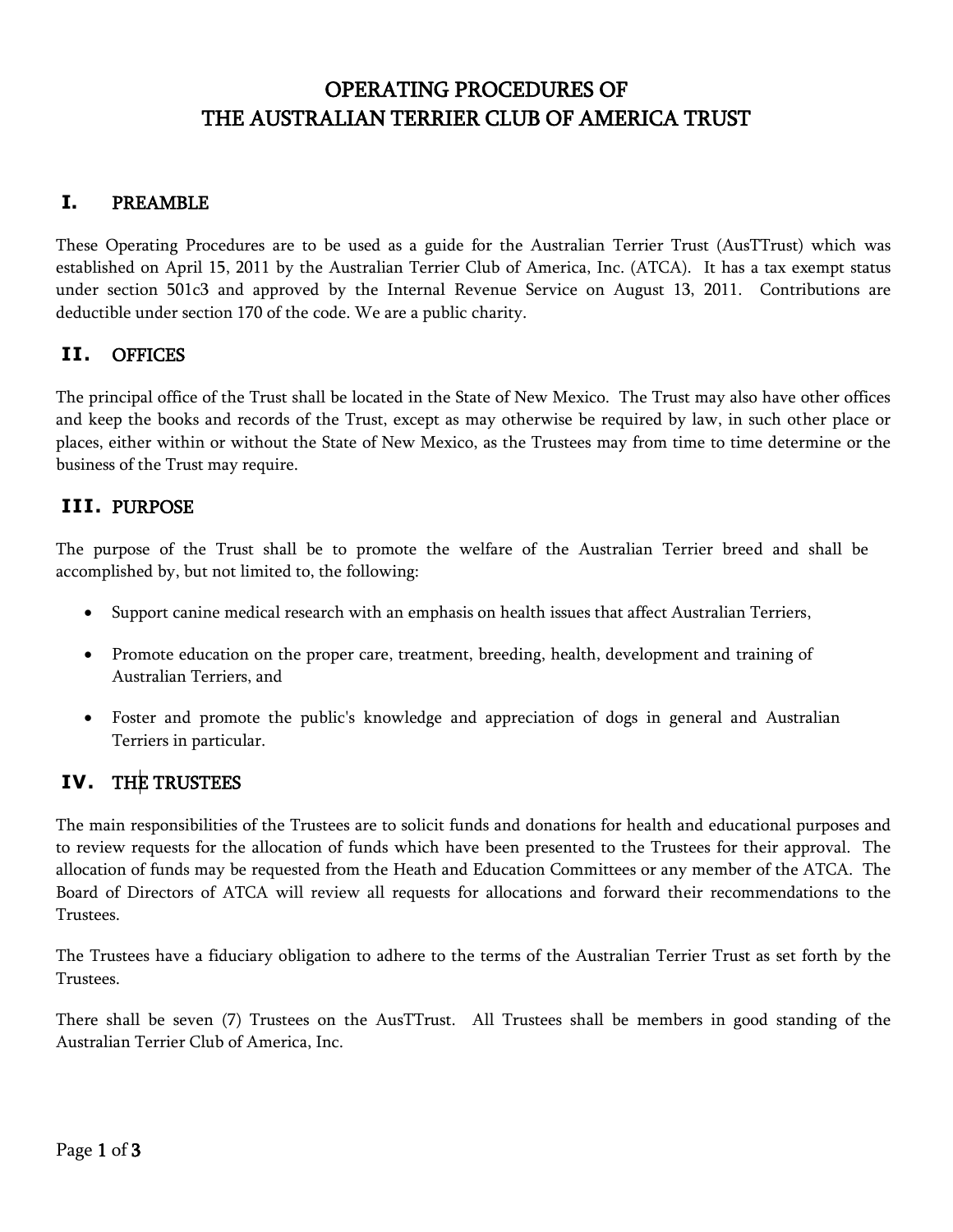# OPERATING PROCEDURES OF
# THE AUSTRALIAN TERRIER CLUB OF AMERICA TRUST

## I. PREAMBLE

These Operating Procedures are to be used as a guide for the Australian Terrier Trust (AusTTrust) which was established on April 15, 2011 by the Australian Terrier Club of America, Inc. (ATCA). It has a tax exempt status under section 501c3 and approved by the Internal Revenue Service on August 13, 2011. Contributions are deductible under section 170 of the code. We are a public charity.

## II. OFFICES

The principal office of the Trust shall be located in the State of New Mexico. The Trust may also have other offices and keep the books and records of the Trust, except as may otherwise be required by law, in such other place or places, either within or without the State of New Mexico, as the Trustees may from time to time determine or the business of the Trust may require.

## III. PURPOSE

The purpose of the Trust shall be to promote the welfare of the Australian Terrier breed and shall be accomplished by, but not limited to, the following:

- Support canine medical research with an emphasis on health issues that affect Australian Terriers,
- Promote education on the proper care, treatment, breeding, health, development and training of Australian Terriers, and
- Foster and promote the public's knowledge and appreciation of dogs in general and Australian Terriers in particular.

## IV. THE TRUSTEES

The main responsibilities of the Trustees are to solicit funds and donations for health and educational purposes and to review requests for the allocation of funds which have been presented to the Trustees for their approval. The allocation of funds may be requested from the Heath and Education Committees or any member of the ATCA. The Board of Directors of ATCA will review all requests for allocations and forward their recommendations to the Trustees.

The Trustees have a fiduciary obligation to adhere to the terms of the Australian Terrier Trust as set forth by the Trustees.

There shall be seven (7) Trustees on the AusTTrust. All Trustees shall be members in good standing of the Australian Terrier Club of America, Inc.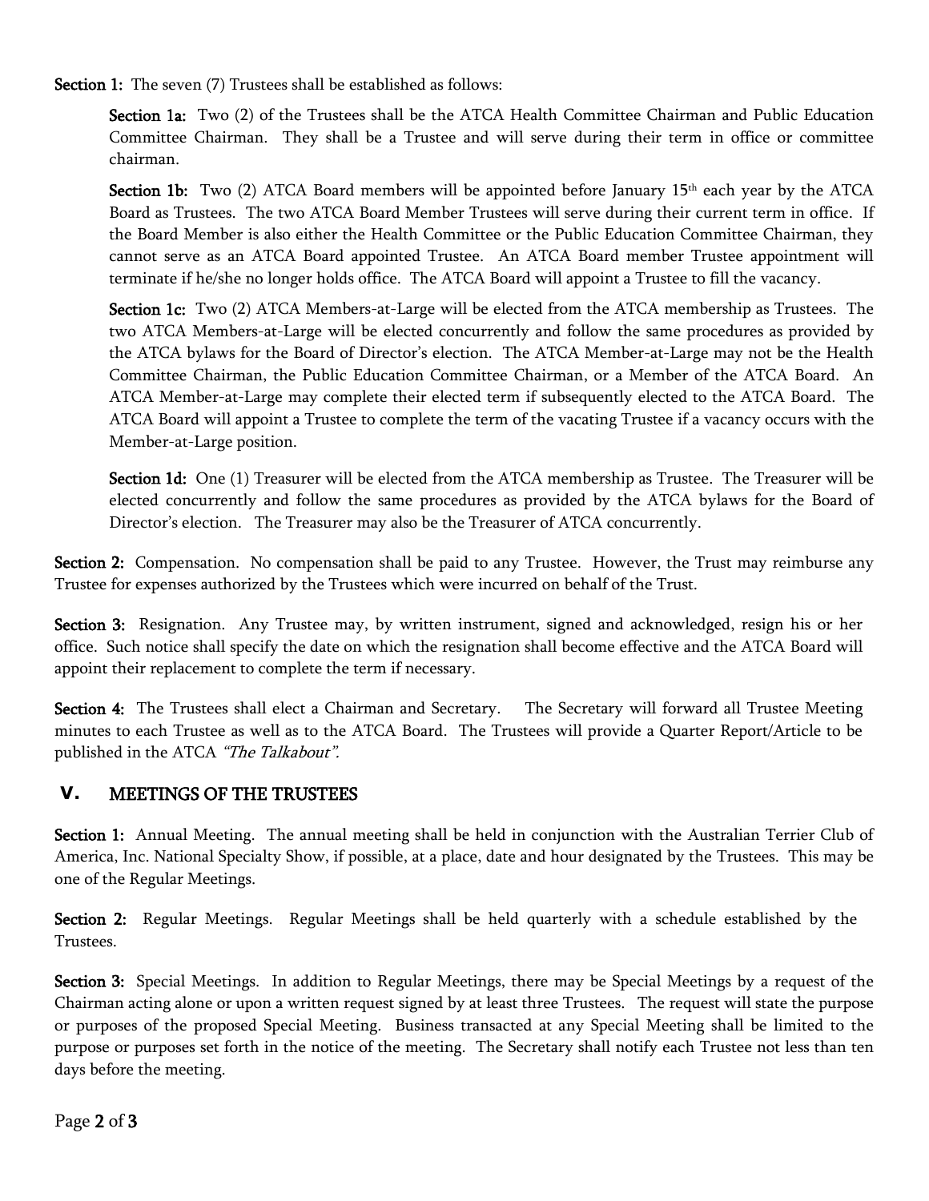**Section 1:** The seven (7) Trustees shall be established as follows:

**Section 1a:** Two (2) of the Trustees shall be the ATCA Health Committee Chairman and Public Education Committee Chairman. They shall be a Trustee and will serve during their term in office or committee chairman.

**Section 1b:** Two (2) ATCA Board members will be appointed before January 15th each year by the ATCA Board as Trustees. The two ATCA Board Member Trustees will serve during their current term in office. If the Board Member is also either the Health Committee or the Public Education Committee Chairman, they cannot serve as an ATCA Board appointed Trustee. An ATCA Board member Trustee appointment will terminate if he/she no longer holds office. The ATCA Board will appoint a Trustee to fill the vacancy.

**Section 1c:** Two (2) ATCA Members-at-Large will be elected from the ATCA membership as Trustees. The two ATCA Members-at-Large will be elected concurrently and follow the same procedures as provided by the ATCA bylaws for the Board of Director's election. The ATCA Member-at-Large may not be the Health Committee Chairman, the Public Education Committee Chairman, or a Member of the ATCA Board. An ATCA Member-at-Large may complete their elected term if subsequently elected to the ATCA Board. The ATCA Board will appoint a Trustee to complete the term of the vacating Trustee if a vacancy occurs with the Member-at-Large position.

**Section 1d:** One (1) Treasurer will be elected from the ATCA membership as Trustee. The Treasurer will be elected concurrently and follow the same procedures as provided by the ATCA bylaws for the Board of Director's election. The Treasurer may also be the Treasurer of ATCA concurrently.

**Section 2:** Compensation. No compensation shall be paid to any Trustee. However, the Trust may reimburse any Trustee for expenses authorized by the Trustees which were incurred on behalf of the Trust.

**Section 3:** Resignation. Any Trustee may, by written instrument, signed and acknowledged, resign his or her office. Such notice shall specify the date on which the resignation shall become effective and the ATCA Board will appoint their replacement to complete the term if necessary.

**Section 4:** The Trustees shall elect a Chairman and Secretary. The Secretary will forward all Trustee Meeting minutes to each Trustee as well as to the ATCA Board. The Trustees will provide a Quarter Report/Article to be published in the ATCA *"The Talkabout".*

## V. MEETINGS OF THE TRUSTEES

**Section 1:** Annual Meeting. The annual meeting shall be held in conjunction with the Australian Terrier Club of America, Inc. National Specialty Show, if possible, at a place, date and hour designated by the Trustees. This may be one of the Regular Meetings.

**Section 2:** Regular Meetings. Regular Meetings shall be held quarterly with a schedule established by the Trustees.

**Section 3:** Special Meetings. In addition to Regular Meetings, there may be Special Meetings by a request of the Chairman acting alone or upon a written request signed by at least three Trustees. The request will state the purpose or purposes of the proposed Special Meeting. Business transacted at any Special Meeting shall be limited to the purpose or purposes set forth in the notice of the meeting. The Secretary shall notify each Trustee not less than ten days before the meeting.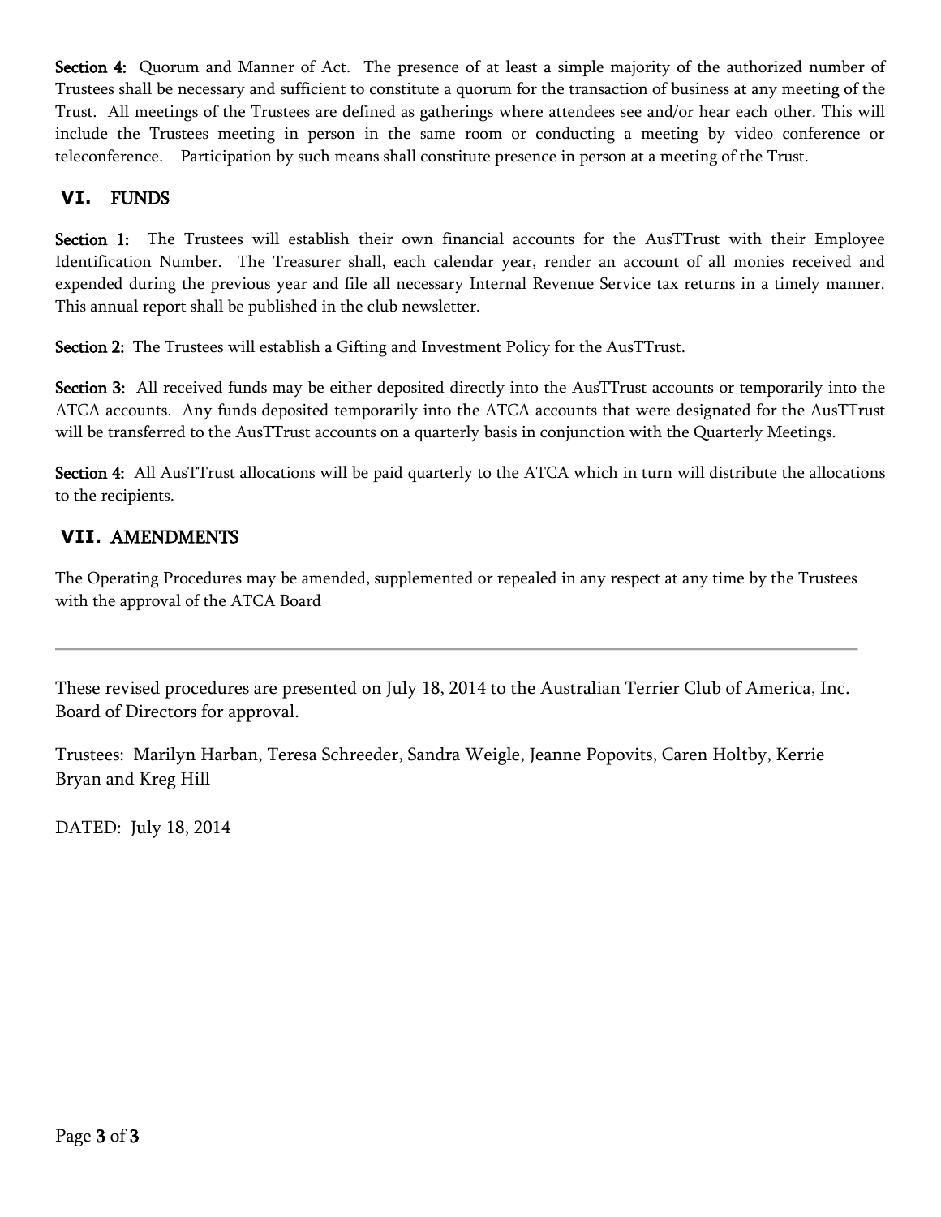**Section 4:** Quorum and Manner of Act. The presence of at least a simple majority of the authorized number of Trustees shall be necessary and sufficient to constitute a quorum for the transaction of business at any meeting of the Trust. All meetings of the Trustees are defined as gatherings where attendees see and/or hear each other. This will include the Trustees meeting in person in the same room or conducting a meeting by video conference or teleconference. Participation by such means shall constitute presence in person at a meeting of the Trust.

## VI. FUNDS

**Section 1:** The Trustees will establish their own financial accounts for the AusTTrust with their Employee Identification Number. The Treasurer shall, each calendar year, render an account of all monies received and expended during the previous year and file all necessary Internal Revenue Service tax returns in a timely manner. This annual report shall be published in the club newsletter.

**Section 2:** The Trustees will establish a Gifting and Investment Policy for the AusTTrust.

**Section 3:** All received funds may be either deposited directly into the AusTTrust accounts or temporarily into the ATCA accounts. Any funds deposited temporarily into the ATCA accounts that were designated for the AusTTrust will be transferred to the AusTTrust accounts on a quarterly basis in conjunction with the Quarterly Meetings.

**Section 4:** All AusTTrust allocations will be paid quarterly to the ATCA which in turn will distribute the allocations to the recipients.

## VII. AMENDMENTS

The Operating Procedures may be amended, supplemented or repealed in any respect at any time by the Trustees with the approval of the ATCA Board

---

These revised procedures are presented on July 18, 2014 to the Australian Terrier Club of America, Inc. Board of Directors for approval.

Trustees: Marilyn Harban, Teresa Schreeder, Sandra Weigle, Jeanne Popovits, Caren Holtby, Kerrie Bryan and Kreg Hill

DATED: July 18, 2014